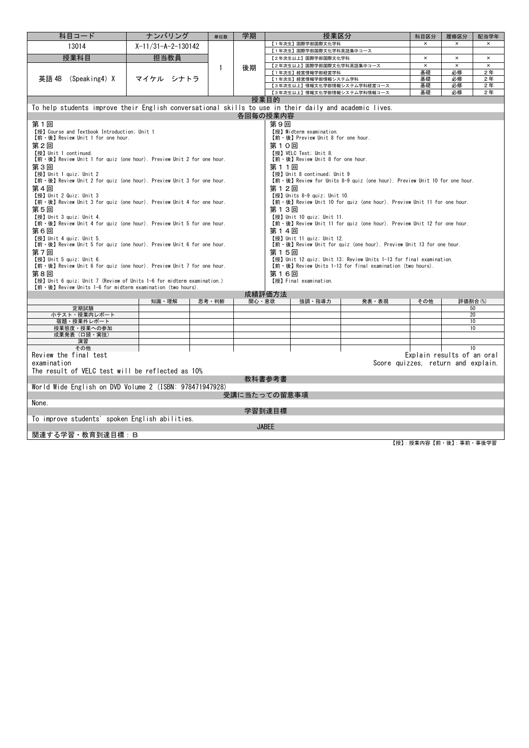| 科目コード | ナンバリング | 単位数 | 学期 | 授業区分 | 科目区分 | 履修区分 | 配当学年 |
|---|---|---|---|---|---|---|---|
| 13014 | X-11/31-A-2-130142 | 1 | 後期 | 【1年次生】国際学部国際文化学科 | × | × | × |
| | | | | 【1年次生】国際学部国際文化学科英語集中コース | | | |
| 授業科目 | 担当教員 | | | 【2年次生以上】国際学部国際文化学科 | × | × | × |
| 英語 4B (Speaking4) X | マイケル シナトラ | | | 【2年次生以上】国際学部国際文化学科英語集中コース | × | × | × |
| | | | | 【1年次生】経営情報学部経営学科 | 基礎 | 必修 | 2年 |
| | | | | 【1年次生】経営情報学部情報システム学科 | 基礎 | 必修 | 2年 |
| | | | | 【3年次生以上】情報文化学部情報システム学科経営コース | 基礎 | 必修 | 2年 |
| | | | | 【3年次生以上】情報文化学部情報システム学科情報コース | 基礎 | 必修 | 2年 |

## 授業目的

To help students improve their English conversational skills to use in their daily and academic lives.

## 各回毎の授業内容

**第１回**
【授】Course and Textbook Introduction: Unit 1
【前・後】Review Unit 1 for one hour.

**第２回**
【授】Unit 1 continued.
【前・後】Review Unit 1 for quiz (one hour). Preview Unit 2 for one hour.

**第３回**
【授】Unit 1 quiz; Unit 2
【前・後】Review Unit 2 for quiz (one hour). Preview Unit 3 for one hour.

**第４回**
【授】Unit 2 Quiz; Unit 3
【前・後】Review Unit 3 for quiz (one hour). Preview Unit 4 for one hour.

**第５回**
【授】Unit 3 quiz; Unit 4.
【前・後】Review Unit 4 for quiz (one hour). Preview Unit 5 for one hour.

**第６回**
【授】Unit 4 quiz; Unit 5.
【前・後】Review Unit 5 for quiz (one hour). Preview Unit 6 for one hour.

**第７回**
【授】Unit 5 quiz; Unit 6.
【前・後】Review Unit 6 for quiz (one hour). Preview Unit 7 for one hour.

**第８回**
【授】Unit 6 quiz; Unit 7 (Review of Units 1-6 for midterm examination.)
【前・後】Review Units 1-6 for midterm examination (two hours).

**第９回**
【授】Midterm examination.
【前・後】Preview Unit 8 for one hour.

**第１０回**
【授】VELC Test; Unit 8.
【前・後】Review Unit 8 for one hour.

**第１１回**
【授】Unit 8 continued; Unit 9
【前・後】Review for Units 8-9 quiz (one hour). Preview Unit 10 for one hour.

**第１２回**
【授】Units 8-9 quiz; Unit 10.
【前・後】Review Unit 10 for quiz (one hour). Preview Unit 11 for one hour.

**第１３回**
【授】Unit 10 quiz; Unit 11.
【前・後】Review Unit 11 for quiz (one hour). Preview Unit 12 for one hour.

**第１４回**
【授】Unit 11 quiz; Unit 12.
【前・後】Review Unit for quiz (one hour). Preview Unit 13 for one hour.

**第１５回**
【授】Unit 12 quiz; Unit 13; Review Units 1-13 for final examination.
【前・後】Review Units 1-13 for final examination (two hours).

**第１６回**
【授】Final examination.

## 成績評価方法

| | 知識・理解 | 思考・判断 | 関心・意欲 | 強調・指導力 | 発表・表現 | その他 | 評価割合(%) |
|---|---|---|---|---|---|---|---|
| 定期試験 | | | | | | | 50 |
| 小テスト・授業内レポート | | | | | | | 20 |
| 宿題・授業外レポート | | | | | | | 10 |
| 授業態度・授業への参加 | | | | | | | 10 |
| 成果発表（口頭・実技） | | | | | | | |
| 演習 | | | | | | | |
| その他 | | | | | | | 10 |

Review the final test　　Explain results of an oral examination
Score quizzes, return and explain.
The result of VELC test will be reflected as 10%

## 教科書参考書

World Wide English on DVD Volume 2 (ISBN: 978471947928)

## 受講に当たっての留意事項

None.

## 学習到達目標

To improve students' spoken English abilities.

## JABEE

関連する学習・教育到達目標：B

【授】：授業内容【前・後】：事前・事後学習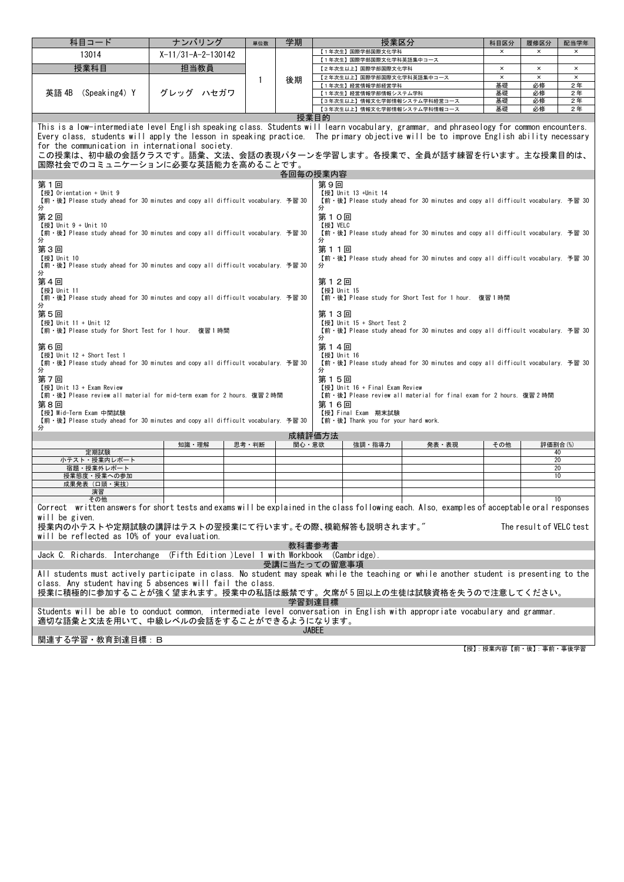| 科目コード | ナンバリング | 単位数 | 学期 | 授業区分 | 科目区分 | 履修区分 | 配当学年 |
|---|---|---|---|---|---|---|---|
| 13014 | X-11/31-A-2-130142 | 1 | 後期 | 【1年次生】国際学部国際文化学科 | × | × | × |
| | | | | 【1年次生】国際学部国際文化学科英語集中コース | | | |
| 授業科目 | 担当教員 | | | 【2年次生以上】国際学部国際文化学科 | × | × | × |
| 英語 4B (Speaking4) Y | グレッグ ハセガワ | | | 【2年次生以上】国際学部国際文化学科英語集中コース | × | × | × |
| | | | | 【1年次生】経営情報学部経営学科 | 基礎 | 必修 | 2年 |
| | | | | 【1年次生】経営情報学部情報システム学科 | 基礎 | 必修 | 2年 |
| | | | | 【3年次生以上】情報文化学部情報システム学科経営コース | 基礎 | 必修 | 2年 |
| | | | | 【3年次生以上】情報文化学部情報システム学科情報コース | 基礎 | 必修 | 2年 |

## 授業目的

This is a low-intermediate level English speaking class. Students will learn vocabulary, grammar, and phraseology for common encounters. Every class, students will apply the lesson in speaking practice. The primary objective will be to improve English ability necessary for the communication in international society.
この授業は、初中級の会話クラスです。語彙、文法、会話の表現パターンを学習します。各授業で、全員が話す練習を行います。主な授業目的は、国際社会でのコミュニケーションに必要な英語能力を高めることです。

## 各回毎の授業内容

第１回
【授】Orientation + Unit 9
【前・後】Please study ahead for 30 minutes and copy all difficult vocabulary. 予習 30 分

第２回
【授】Unit 9 + Unit 10
【前・後】Please study ahead for 30 minutes and copy all difficult vocabulary. 予習 30 分

第３回
【授】Unit 10
【前・後】Please study ahead for 30 minutes and copy all difficult vocabulary. 予習 30 分

第４回
【授】Unit 11
【前・後】Please study ahead for 30 minutes and copy all difficult vocabulary. 予習 30 分

第５回
【授】Unit 11 + Unit 12
【前・後】Please study for Short Test for 1 hour. 復習 1 時間

第６回
【授】Unit 12 + Short Test 1
【前・後】Please study ahead for 30 minutes and copy all difficult vocabulary. 予習 30 分

第７回
【授】Unit 13 + Exam Review
【前・後】Please review all material for mid-term exam for 2 hours. 復習 2 時間

第８回
【授】Mid-Term Exam 中間試験
【前・後】Please study ahead for 30 minutes and copy all difficult vocabulary. 予習 30 分

第９回
【授】Unit 13 +Unit 14
【前・後】Please study ahead for 30 minutes and copy all difficult vocabulary. 予習 30 分

第１０回
【授】VELC
【前・後】Please study ahead for 30 minutes and copy all difficult vocabulary. 予習 30 分

第１１回
【前・後】Please study ahead for 30 minutes and copy all difficult vocabulary. 予習 30 分

第１２回
【授】Unit 15
【前・後】Please study for Short Test for 1 hour. 復習 1 時間

第１３回
【授】Unit 15 + Short Test 2
【前・後】Please study ahead for 30 minutes and copy all difficult vocabulary. 予習 30 分

第１４回
【授】Unit 16
【前・後】Please study ahead for 30 minutes and copy all difficult vocabulary. 予習 30 分

第１５回
【授】Unit 16 + Final Exam Review
【前・後】Please review all material for final exam for 2 hours. 復習 2 時間

第１６回
【授】Final Exam 期末試験
【前・後】Thank you for your hard work.

## 成績評価方法

| | 知識・理解 | 思考・判断 | 関心・意欲 | 強調・指導力 | 発表・表現 | その他 | 評価割合(%) |
|---|---|---|---|---|---|---|---|
| 定期試験 | | | | | | | 40 |
| 小テスト・授業内レポート | | | | | | | 20 |
| 宿題・授業外レポート | | | | | | | 20 |
| 授業態度・授業への参加 | | | | | | | 10 |
| 成果発表（口頭・実技） | | | | | | | |
| 演習 | | | | | | | |
| その他 | | | | | | | 10 |

Correct written answers for short tests and exams will be explained in the class following each. Also, examples of acceptable oral responses will be given.
授業内の小テストや定期試験の講評はテストの翌授業にて行います。その際、模範解答も説明されます。" The result of VELC test will be reflected as 10% of your evaluation.

## 教科書参考書

Jack C. Richards. Interchange (Fifth Edition )Level 1 with Workbook (Cambridge).

## 受講に当たっての留意事項

All students must actively participate in class. No student may speak while the teaching or while another student is presenting to the class. Any student having 5 absences will fail the class.
授業に積極的に参加することが強く望まれます。授業中の私語は厳禁です。欠席が 5 回以上の生徒は試験資格を失うので注意してください。

## 学習到達目標

Students will be able to conduct common, intermediate level conversation in English with appropriate vocabulary and grammar.
適切な語彙と文法を用いて、中級レベルの会話をすることができるようになります。

## JABEE

関連する学習・教育到達目標：B

【授】：授業内容【前・後】：事前・事後学習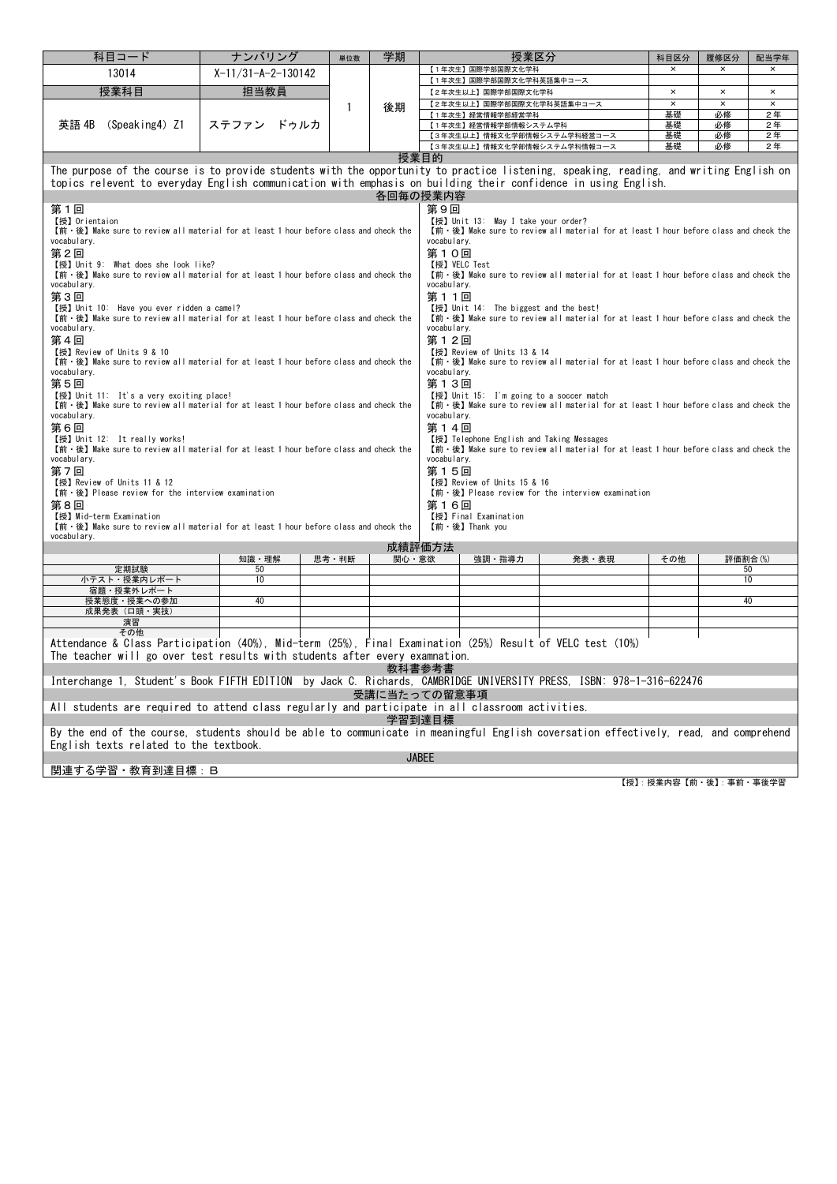| 科目コード | ナンバリング | 単位数 | 学期 | 授業区分 | 科目区分 | 履修区分 | 配当学年 |
|---|---|---|---|---|---|---|---|
| 13014 | X-11/31-A-2-130142 | 1 | 後期 | 【1年次生】国際学部国際文化学科 | × | × | × |
| | | | | 【1年次生】国際学部国際文化学科英語集中コース | | | |
| 授業科目 | 担当教員 | | | 【2年次生以上】国際学部国際文化学科 | × | × | × |
| 英語 4B (Speaking4) Z1 | ステファン ドゥルカ | | | 【2年次生以上】国際学部国際文化学科英語集中コース | × | × | × |
| | | | | 【1年次生】経営情報学部経営学科 | 基礎 | 必修 | 2年 |
| | | | | 【1年次生】経営情報学部情報システム学科 | 基礎 | 必修 | 2年 |
| | | | | 【3年次生以上】情報文化学部情報システム学科経営コース | 基礎 | 必修 | 2年 |
| | | | | 【3年次生以上】情報文化学部情報システム学科情報コース | 基礎 | 必修 | 2年 |

## 授業目的

The purpose of the course is to provide students with the opportunity to practice listening, speaking, reading, and writing English on topics relevent to everyday English communication with emphasis on building their confidence in using English.

## 各回毎の授業内容

**第１回**
【授】Orientaion
【前・後】Make sure to review all material for at least 1 hour before class and check the vocabulary.

**第２回**
【授】Unit 9: What does she look like?
【前・後】Make sure to review all material for at least 1 hour before class and check the vocabulary.

**第３回**
【授】Unit 10: Have you ever ridden a camel?
【前・後】Make sure to review all material for at least 1 hour before class and check the vocabulary.

**第４回**
【授】Review of Units 9 & 10
【前・後】Make sure to review all material for at least 1 hour before class and check the vocabulary.

**第５回**
【授】Unit 11: It's a very exciting place!
【前・後】Make sure to review all material for at least 1 hour before class and check the vocabulary.

**第６回**
【授】Unit 12: It really works!
【前・後】Make sure to review all material for at least 1 hour before class and check the vocabulary.

**第７回**
【授】Review of Units 11 & 12
【前・後】Please review for the interview examination

**第８回**
【授】Mid-term Examination
【前・後】Make sure to review all material for at least 1 hour before class and check the vocabulary.

**第９回**
【授】Unit 13: May I take your order?
【前・後】Make sure to review all material for at least 1 hour before class and check the vocabulary.

**第１０回**
【授】VELC Test
【前・後】Make sure to review all material for at least 1 hour before class and check the vocabulary.

**第１１回**
【授】Unit 14: The biggest and the best!
【前・後】Make sure to review all material for at least 1 hour before class and check the vocabulary.

**第１２回**
【授】Review of Units 13 & 14
【前・後】Make sure to review all material for at least 1 hour before class and check the vocabulary.

**第１３回**
【授】Unit 15: I'm going to a soccer match
【前・後】Make sure to review all material for at least 1 hour before class and check the vocabulary.

**第１４回**
【授】Telephone English and Taking Messages
【前・後】Make sure to review all material for at least 1 hour before class and check the vocabulary.

**第１５回**
【授】Review of Units 15 & 16
【前・後】Please review for the interview examination

**第１６回**
【授】Final Examination
【前・後】Thank you

## 成績評価方法

| | 知識・理解 | 思考・判断 | 関心・意欲 | 強調・指導力 | 発表・表現 | その他 | 評価割合(%) |
|---|---|---|---|---|---|---|---|
| 定期試験 | 50 | | | | | | 50 |
| 小テスト・授業内レポート | 10 | | | | | | 10 |
| 宿題・授業外レポート | | | | | | | |
| 授業態度・授業への参加 | 40 | | | | | | 40 |
| 成果発表（口頭・実技） | | | | | | | |
| 演習 | | | | | | | |
| その他 | | | | | | | |

Attendance & Class Participation (40%), Mid-term (25%), Final Examination (25%) Result of VELC test (10%)
The teacher will go over test results with students after every examnation.

## 教科書参考書

Interchange 1, Student's Book FIFTH EDITION by Jack C. Richards, CAMBRIDGE UNIVERSITY PRESS, ISBN: 978-1-316-622476

## 受講に当たっての留意事項

All students are required to attend class regularly and participate in all classroom activities.

## 学習到達目標

By the end of the course, students should be able to communicate in meaningful English coversation effectively, read, and comprehend English texts related to the textbook.

## JABEE

関連する学習・教育到達目標：B

【授】：授業内容【前・後】：事前・事後学習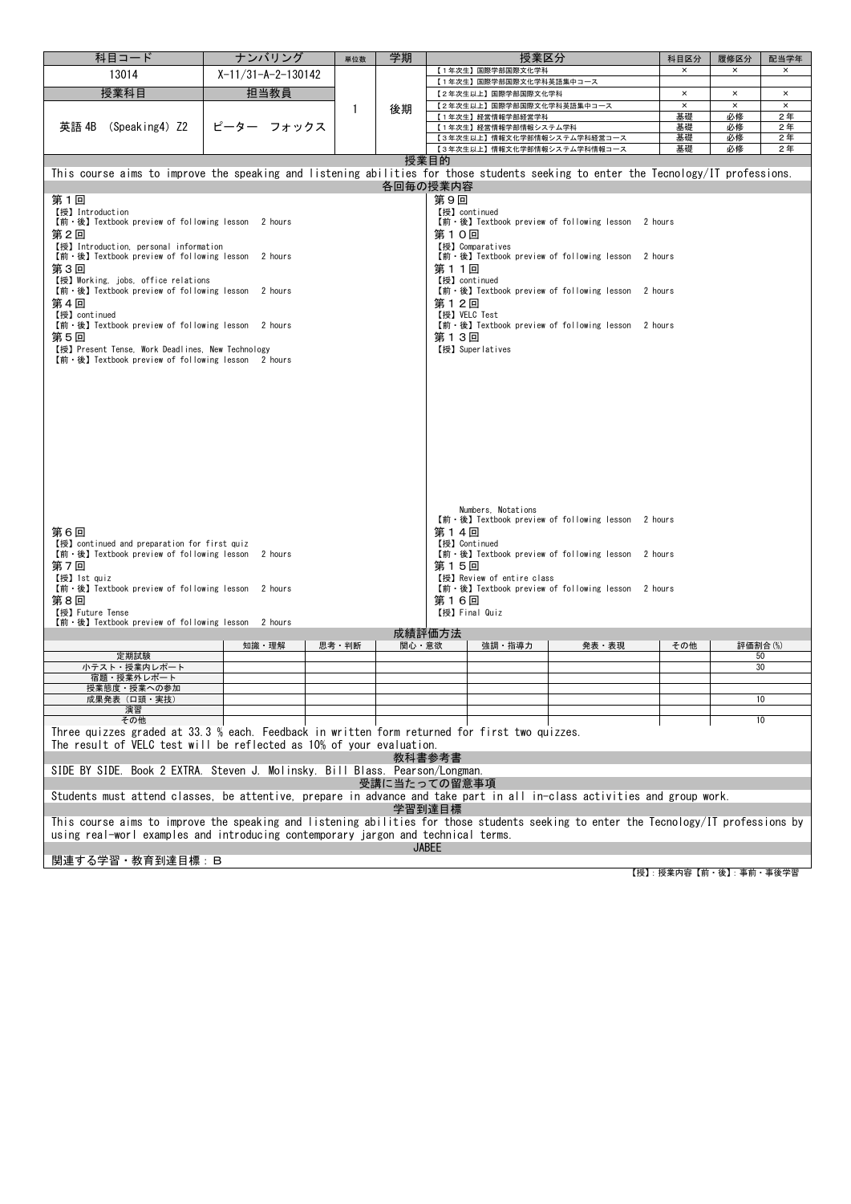| 科目コード | ナンバリング | 単位数 | 学期 | 授業区分 | 科目区分 | 履修区分 | 配当学年 |
|---|---|---|---|---|---|---|---|
| 13014 | X-11/31-A-2-130142 | 1 | 後期 | 【1年次生】国際学部国際文化学科 | × | × | × |
| | | | | 【1年次生】国際学部国際文化学科英語集中コース | | | |
| 授業科目 | 担当教員 | | | 【2年次生以上】国際学部国際文化学科 | × | × | × |
| 英語 4B (Speaking4) Z2 | ピーター フォックス | | | 【2年次生以上】国際学部国際文化学科英語集中コース | × | × | × |
| | | | | 【1年次生】経営情報学部経営学科 | 基礎 | 必修 | 2年 |
| | | | | 【1年次生】経営情報学部情報システム学科 | 基礎 | 必修 | 2年 |
| | | | | 【3年次生以上】情報文化学部情報システム学科経営コース | 基礎 | 必修 | 2年 |
| | | | | 【3年次生以上】情報文化学部情報システム学科情報コース | 基礎 | 必修 | 2年 |

## 授業目的

This course aims to improve the speaking and listening abilities for those students seeking to enter the Tecnology/IT professions.

## 各回毎の授業内容

**第１回**
【授】Introduction
【前・後】Textbook preview of following lesson 2 hours

**第２回**
【授】Introduction, personal information
【前・後】Textbook preview of following lesson 2 hours

**第３回**
【授】Working, jobs, office relations
【前・後】Textbook preview of following lesson 2 hours

**第４回**
【授】continued
【前・後】Textbook preview of following lesson 2 hours

**第５回**
【授】Present Tense, Work Deadlines, New Technology
【前・後】Textbook preview of following lesson 2 hours

**第６回**
【授】continued and preparation for first quiz
【前・後】Textbook preview of following lesson 2 hours

**第７回**
【授】1st quiz
【前・後】Textbook preview of following lesson 2 hours

**第８回**
【授】Future Tense
【前・後】Textbook preview of following lesson 2 hours

**第９回**
【授】continued
【前・後】Textbook preview of following lesson 2 hours

**第１０回**
【授】Comparatives
【前・後】Textbook preview of following lesson 2 hours

**第１１回**
【授】continued
【前・後】Textbook preview of following lesson 2 hours

**第１２回**
【授】VELC Test
【前・後】Textbook preview of following lesson 2 hours

**第１３回**
【授】Superlatives
Numbers, Notations
【前・後】Textbook preview of following lesson 2 hours

**第１４回**
【授】Continued
【前・後】Textbook preview of following lesson 2 hours

**第１５回**
【授】Review of entire class
【前・後】Textbook preview of following lesson 2 hours

**第１６回**
【授】Final Quiz

## 成績評価方法

| | 知識・理解 | 思考・判断 | 関心・意欲 | 強調・指導力 | 発表・表現 | その他 | 評価割合(%) |
|---|---|---|---|---|---|---|---|
| 定期試験 | | | | | | | 50 |
| 小テスト・授業内レポート | | | | | | | 30 |
| 宿題・授業外レポート | | | | | | | |
| 授業態度・授業への参加 | | | | | | | |
| 成果発表（口頭・実技） | | | | | | | 10 |
| 演習 | | | | | | | |
| その他 | | | | | | | 10 |

Three quizzes graded at 33.3 % each. Feedback in written form returned for first two quizzes.
The result of VELC test will be reflected as 10% of your evaluation.

## 教科書参考書

SIDE BY SIDE. Book 2 EXTRA. Steven J. Molinsky. Bill Blass. Pearson/Longman.

## 受講に当たっての留意事項

Students must attend classes, be attentive, prepare in advance and take part in all in-class activities and group work.

## 学習到達目標

This course aims to improve the speaking and listening abilities for those students seeking to enter the Tecnology/IT professions by using real-worl examples and introducing contemporary jargon and technical terms.

## JABEE

関連する学習・教育到達目標：B

【授】：授業内容【前・後】：事前・事後学習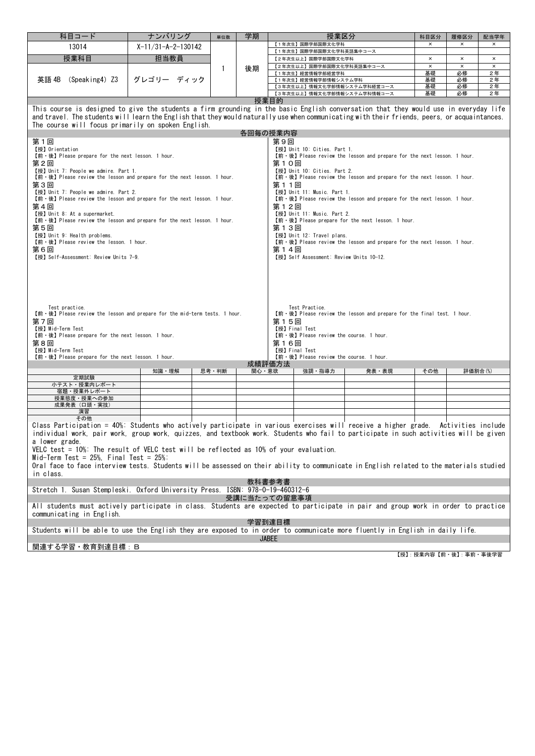| 科目コード | ナンバリング | 単位数 | 学期 | 授業区分 | 科目区分 | 履修区分 | 配当学年 |
|---|---|---|---|---|---|---|---|
| 13014 | X-11/31-A-2-130142 | 1 | 後期 | 【1年次生】国際学部国際文化学科 | × | × | × |
| | | | | 【1年次生】国際学部国際文化学科英語集中コース | | | |
| **授業科目** | **担当教員** | | | 【2年次生以上】国際学部国際文化学科 | × | × | × |
| 英語 4B (Speaking4) Z3 | グレゴリー ディック | | | 【2年次生以上】国際学部国際文化学科英語集中コース | × | × | × |
| | | | | 【1年次生】経営情報学部経営学科 | 基礎 | 必修 | 2年 |
| | | | | 【1年次生】経営情報学部情報システム学科 | 基礎 | 必修 | 2年 |
| | | | | 【3年次生以上】情報文化学部情報システム学科経営コース | 基礎 | 必修 | 2年 |
| | | | | 【3年次生以上】情報文化学部情報システム学科情報コース | 基礎 | 必修 | 2年 |

## 授業目的

This course is designed to give the students a firm grounding in the basic English conversation that they would use in everyday life and travel. The students will learn the English that they would naturally use when communicating with their friends, peers, or acquaintances. The course will focus primarily on spoken English.

## 各回毎の授業内容

**第１回**
【授】Orientation
【前・後】Please prepare for the next lesson. 1 hour.

**第２回**
【授】Unit 7: People we admire. Part 1.
【前・後】Please review the lesson and prepare for the next lesson. 1 hour.

**第３回**
【授】Unit 7: People we admire. Part 2.
【前・後】Please review the lesson and prepare for the next lesson. 1 hour.

**第４回**
【授】Unit 8: At a supermarket.
【前・後】Please review the lesson and prepare for the next lesson. 1 hour.

**第５回**
【授】Unit 9: Health problems.
【前・後】Please review the lesson. 1 hour.

**第６回**
【授】Self-Assessment: Review Units 7-9.

Test practice.
【前・後】Please review the lesson and prepare for the mid-term tests. 1 hour.

**第７回**
【授】Mid-Term Test
【前・後】Please prepare for the next lesson. 1 hour.

**第８回**
【授】Mid-Term Test
【前・後】Please prepare for the next lesson. 1 hour.

**第９回**
【授】Unit 10: Cities. Part 1.
【前・後】Please review the lesson and prepare for the next lesson. 1 hour.

**第１０回**
【授】Unit 10: Cities. Part 2.
【前・後】Please review the lesson and prepare for the next lesson. 1 hour.

**第１１回**
【授】Unit 11: Music. Part 1.
【前・後】Please review the lesson and prepare for the next lesson. 1 hour.

**第１２回**
【授】Unit 11: Music. Part 2.
【前・後】Please prepare for the next lesson. 1 hour.

**第１３回**
【授】Unit 12: Travel plans.
【前・後】Please review the lesson and prepare for the next lesson. 1 hour.

**第１４回**
【授】Self Assessment: Review Units 10-12.

Test Practice.
【前・後】Please review the lesson and prepare for the final test. 1 hour.

**第１５回**
【授】Final Test
【前・後】Please review the course. 1 hour.

**第１６回**
【授】Final Test
【前・後】Please review the course. 1 hour.

## 成績評価方法

| | 知識・理解 | 思考・判断 | 関心・意欲 | 強調・指導力 | 発表・表現 | その他 | 評価割合(%) |
|---|---|---|---|---|---|---|---|
| 定期試験 | | | | | | | |
| 小テスト・授業内レポート | | | | | | | |
| 宿題・授業外レポート | | | | | | | |
| 授業態度・授業への参加 | | | | | | | |
| 成果発表（口頭・実技） | | | | | | | |
| 演習 | | | | | | | |
| その他 | | | | | | | |

Class Participation = 40%: Students who actively participate in various exercises will receive a higher grade. Activities include individual work, pair work, group work, quizzes, and textbook work. Students who fail to participate in such activities will be given a lower grade.
VELC test = 10%: The result of VELC test will be reflected as 10% of your evaluation.
Mid-Term Test = 25%, Final Test = 25%:
Oral face to face interview tests. Students will be assessed on their ability to communicate in English related to the materials studied in class.

## 教科書参考書

Stretch 1. Susan Stempleski. Oxford University Press. ISBN: 978-0-19-460312-6

## 受講に当たっての留意事項

All students must actively participate in class. Students are expected to participate in pair and group work in order to practice communicating in English.

## 学習到達目標

Students will be able to use the English they are exposed to in order to communicate more fluently in English in daily life.

## JABEE

関連する学習・教育到達目標：B

【授】: 授業内容【前・後】: 事前・事後学習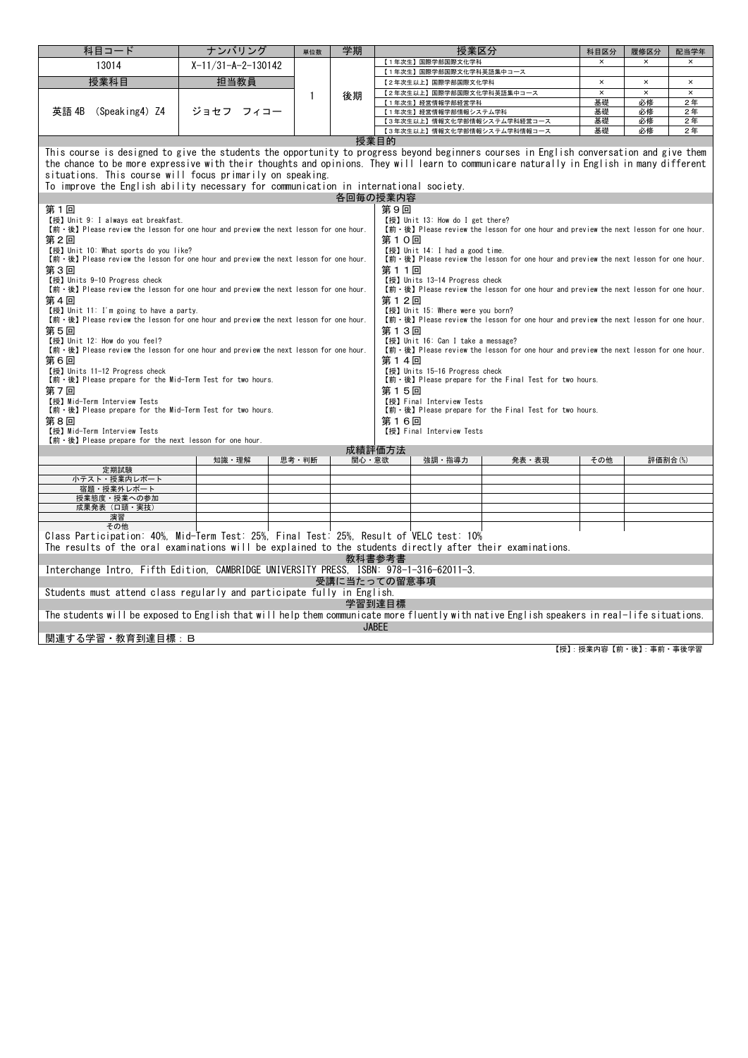| 科目コード | ナンバリング | 単位数 | 学期 | 授業区分 | 科目区分 | 履修区分 | 配当学年 |
|---|---|---|---|---|---|---|---|
| 13014 | X-11/31-A-2-130142 | 1 | 後期 | 【1年次生】国際学部国際文化学科 | × | × | × |
| | | | | 【1年次生】国際学部国際文化学科英語集中コース | | | |
| 授業科目 | 担当教員 | | | 【2年次生以上】国際学部国際文化学科 | × | × | × |
| 英語 4B (Speaking4) Z4 | ジョセフ フィコー | | | 【2年次生以上】国際学部国際文化学科英語集中コース | × | × | × |
| | | | | 【1年次生】経営情報学部経営学科 | 基礎 | 必修 | 2年 |
| | | | | 【1年次生】経営情報学部情報システム学科 | 基礎 | 必修 | 2年 |
| | | | | 【3年次生以上】情報文化学部情報システム学科経営コース | 基礎 | 必修 | 2年 |
| | | | | 【3年次生以上】情報文化学部情報システム学科情報コース | 基礎 | 必修 | 2年 |

## 授業目的

This course is designed to give the students the opportunity to progress beyond beginners courses in English conversation and give them the chance to be more expressive with their thoughts and opinions. They will learn to communicare naturally in English in many different situations. This course will focus primarily on speaking.
To improve the English ability necessary for communication in international society.

## 各回毎の授業内容

**第1回**
【授】Unit 9: I always eat breakfast.
【前・後】Please review the lesson for one hour and preview the next lesson for one hour.

**第2回**
【授】Unit 10: What sports do you like?
【前・後】Please review the lesson for one hour and preview the next lesson for one hour.

**第3回**
【授】Units 9-10 Progress check
【前・後】Please review the lesson for one hour and preview the next lesson for one hour.

**第4回**
【授】Unit 11: I'm going to have a party.
【前・後】Please review the lesson for one hour and preview the next lesson for one hour.

**第5回**
【授】Unit 12: How do you feel?
【前・後】Please review the lesson for one hour and preview the next lesson for one hour.

**第6回**
【授】Units 11-12 Progress check
【前・後】Please prepare for the Mid-Term Test for two hours.

**第7回**
【授】Mid-Term Interview Tests
【前・後】Please prepare for the Mid-Term Test for two hours.

**第8回**
【授】Mid-Term Interview Tests
【前・後】Please prepare for the next lesson for one hour.

**第9回**
【授】Unit 13: How do I get there?
【前・後】Please review the lesson for one hour and preview the next lesson for one hour.

**第10回**
【授】Unit 14: I had a good time.
【前・後】Please review the lesson for one hour and preview the next lesson for one hour.

**第11回**
【授】Units 13-14 Progress check
【前・後】Please review the lesson for one hour and preview the next lesson for one hour.

**第12回**
【授】Unit 15: Where were you born?
【前・後】Please review the lesson for one hour and preview the next lesson for one hour.

**第13回**
【授】Unit 16: Can I take a message?
【前・後】Please review the lesson for one hour and preview the next lesson for one hour.

**第14回**
【授】Units 15-16 Progress check
【前・後】Please prepare for the Final Test for two hours.

**第15回**
【授】Final Interview Tests
【前・後】Please prepare for the Final Test for two hours.

**第16回**
【授】Final Interview Tests

## 成績評価方法

| | 知識・理解 | 思考・判断 | 関心・意欲 | 強調・指導力 | 発表・表現 | その他 | 評価割合(%) |
|---|---|---|---|---|---|---|---|
| 定期試験 | | | | | | | |
| 小テスト・授業内レポート | | | | | | | |
| 宿題・授業外レポート | | | | | | | |
| 授業態度・授業への参加 | | | | | | | |
| 成果発表(口頭・実技) | | | | | | | |
| 演習 | | | | | | | |
| その他 | | | | | | | |

Class Participation: 40%, Mid-Term Test: 25%, Final Test: 25%, Result of VELC test: 10%
The results of the oral examinations will be explained to the students directly after their examinations.

## 教科書参考書

Interchange Intro, Fifth Edition, CAMBRIDGE UNIVERSITY PRESS, ISBN: 978-1-316-62011-3.

## 受講に当たっての留意事項

Students must attend class regularly and participate fully in English.

## 学習到達目標

The students will be exposed to English that will help them communicate more fluently with native English speakers in real-life situations.

## JABEE

関連する学習・教育到達目標：B

【授】：授業内容【前・後】：事前・事後学習